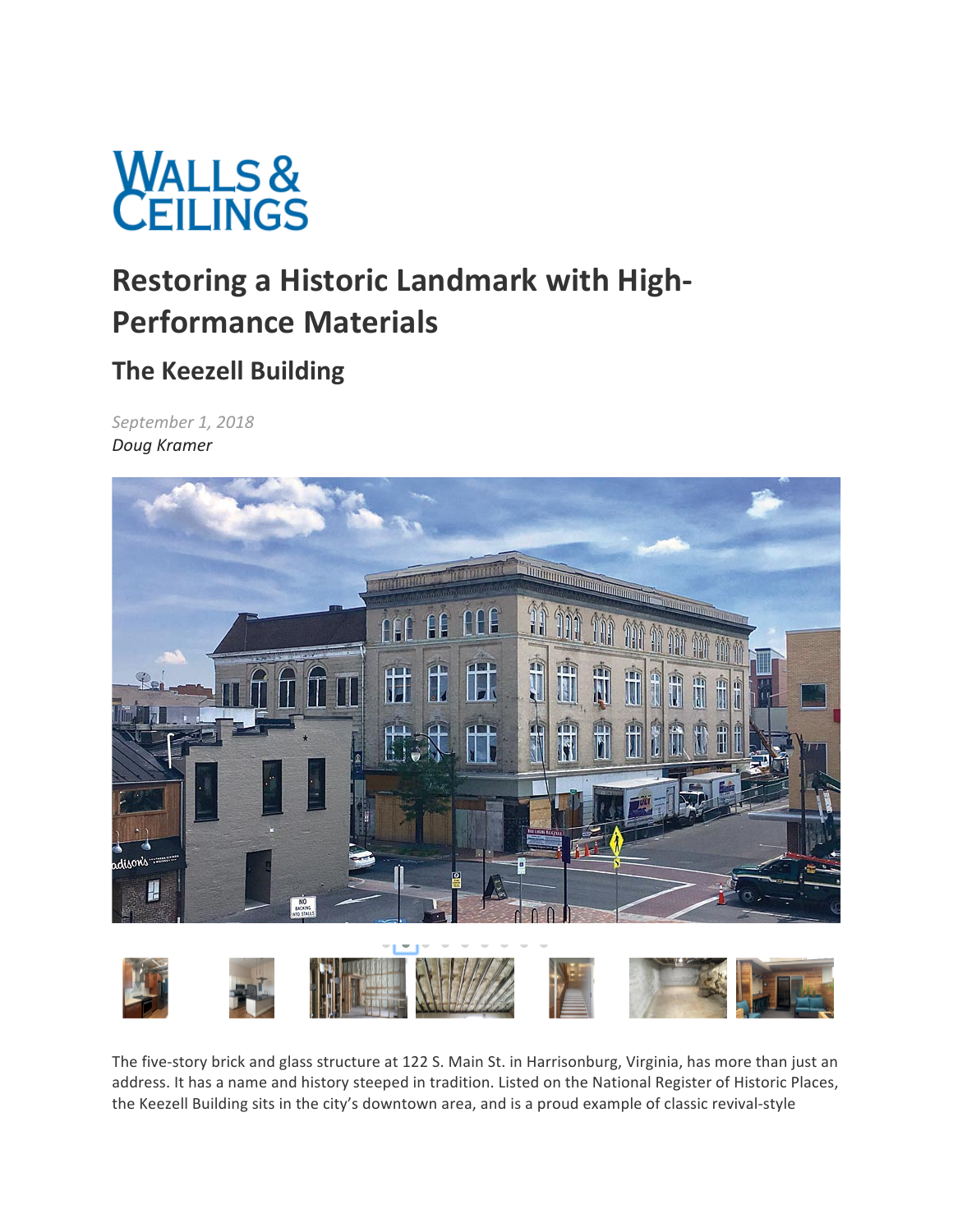# Restoring a Historic Landmark with High-Performance Materials

## The Keezell Building

*September 1, 2018*

*Doug Kramer*

The five-story brick and glass structure at 122 S. Main St. in Harrisonburg, Virginia, has more than just an address. It has a name and history steeped in tradition. Listed on the National Register of Historic Places, the Keezell Building sits in the city's downtown area, and is a proud example of classic revival-style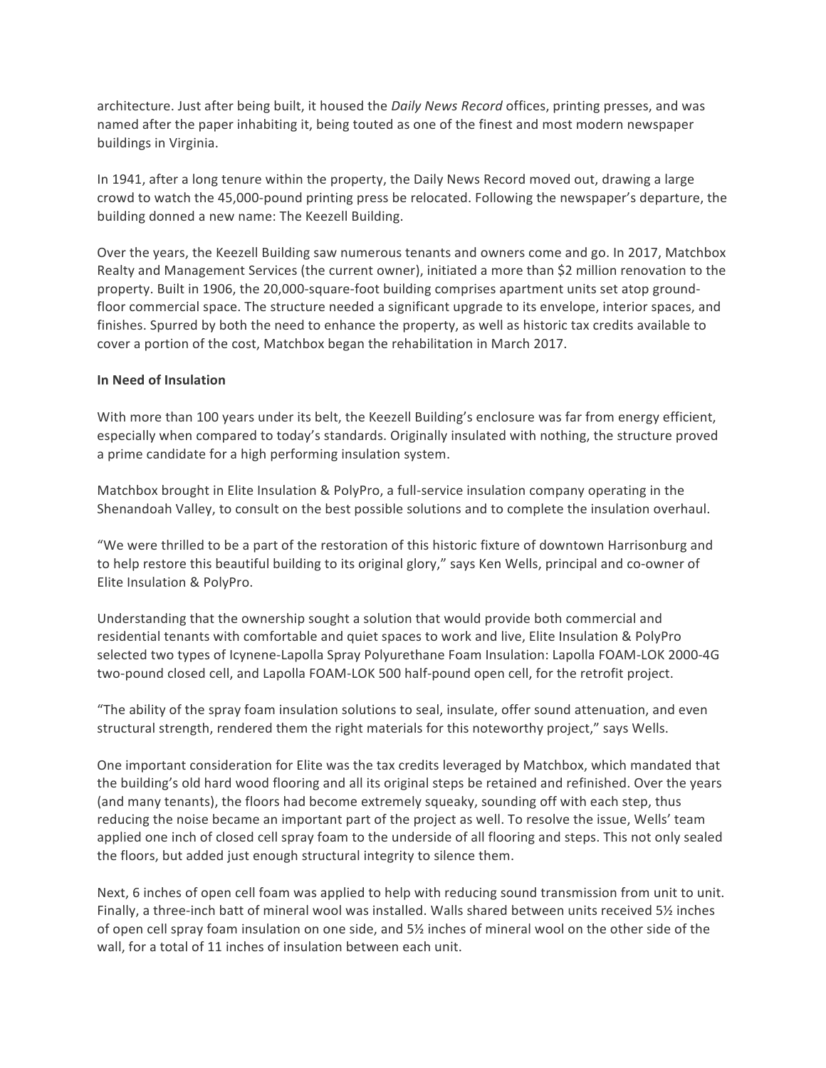architecture. Just after being built, it housed the *Daily News Record* offices, printing presses, and was named after the paper inhabiting it, being touted as one of the finest and most modern newspaper buildings in Virginia.

In 1941, after a long tenure within the property, the Daily News Record moved out, drawing a large crowd to watch the 45,000-pound printing press be relocated. Following the newspaper's departure, the building donned a new name: The Keezell Building.

Over the years, the Keezell Building saw numerous tenants and owners come and go. In 2017, Matchbox Realty and Management Services (the current owner), initiated a more than $2 million renovation to the property. Built in 1906, the 20,000-square-foot building comprises apartment units set atop ground-floor commercial space. The structure needed a significant upgrade to its envelope, interior spaces, and finishes. Spurred by both the need to enhance the property, as well as historic tax credits available to cover a portion of the cost, Matchbox began the rehabilitation in March 2017.

**In Need of Insulation**

With more than 100 years under its belt, the Keezell Building's enclosure was far from energy efficient, especially when compared to today's standards. Originally insulated with nothing, the structure proved a prime candidate for a high performing insulation system.

Matchbox brought in Elite Insulation & PolyPro, a full-service insulation company operating in the Shenandoah Valley, to consult on the best possible solutions and to complete the insulation overhaul.

"We were thrilled to be a part of the restoration of this historic fixture of downtown Harrisonburg and to help restore this beautiful building to its original glory," says Ken Wells, principal and co-owner of Elite Insulation & PolyPro.

Understanding that the ownership sought a solution that would provide both commercial and residential tenants with comfortable and quiet spaces to work and live, Elite Insulation & PolyPro selected two types of Icynene-Lapolla Spray Polyurethane Foam Insulation: Lapolla FOAM-LOK 2000-4G two-pound closed cell, and Lapolla FOAM-LOK 500 half-pound open cell, for the retrofit project.

"The ability of the spray foam insulation solutions to seal, insulate, offer sound attenuation, and even structural strength, rendered them the right materials for this noteworthy project," says Wells.

One important consideration for Elite was the tax credits leveraged by Matchbox, which mandated that the building's old hard wood flooring and all its original steps be retained and refinished. Over the years (and many tenants), the floors had become extremely squeaky, sounding off with each step, thus reducing the noise became an important part of the project as well. To resolve the issue, Wells' team applied one inch of closed cell spray foam to the underside of all flooring and steps. This not only sealed the floors, but added just enough structural integrity to silence them.

Next, 6 inches of open cell foam was applied to help with reducing sound transmission from unit to unit. Finally, a three-inch batt of mineral wool was installed. Walls shared between units received 5½ inches of open cell spray foam insulation on one side, and 5½ inches of mineral wool on the other side of the wall, for a total of 11 inches of insulation between each unit.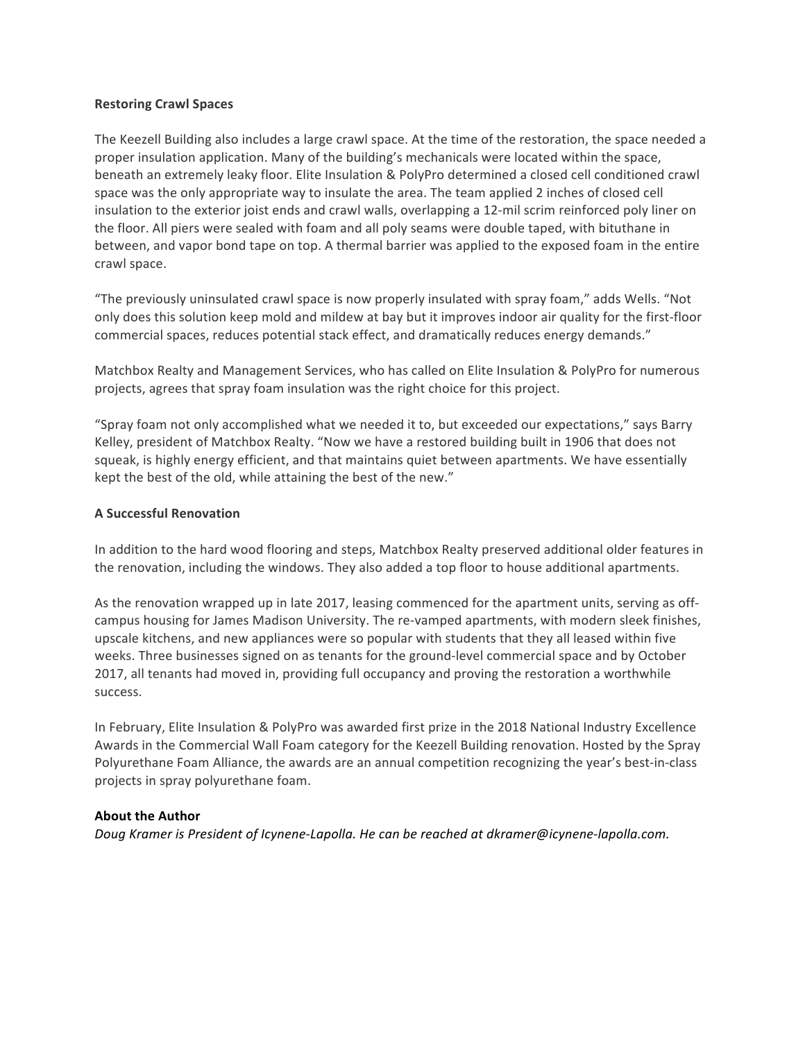**Restoring Crawl Spaces**

The Keezell Building also includes a large crawl space. At the time of the restoration, the space needed a proper insulation application. Many of the building's mechanicals were located within the space, beneath an extremely leaky floor. Elite Insulation & PolyPro determined a closed cell conditioned crawl space was the only appropriate way to insulate the area. The team applied 2 inches of closed cell insulation to the exterior joist ends and crawl walls, overlapping a 12-mil scrim reinforced poly liner on the floor. All piers were sealed with foam and all poly seams were double taped, with bituthane in between, and vapor bond tape on top. A thermal barrier was applied to the exposed foam in the entire crawl space.

"The previously uninsulated crawl space is now properly insulated with spray foam," adds Wells. "Not only does this solution keep mold and mildew at bay but it improves indoor air quality for the first-floor commercial spaces, reduces potential stack effect, and dramatically reduces energy demands."

Matchbox Realty and Management Services, who has called on Elite Insulation & PolyPro for numerous projects, agrees that spray foam insulation was the right choice for this project.

"Spray foam not only accomplished what we needed it to, but exceeded our expectations," says Barry Kelley, president of Matchbox Realty. "Now we have a restored building built in 1906 that does not squeak, is highly energy efficient, and that maintains quiet between apartments. We have essentially kept the best of the old, while attaining the best of the new."

**A Successful Renovation**

In addition to the hard wood flooring and steps, Matchbox Realty preserved additional older features in the renovation, including the windows. They also added a top floor to house additional apartments.

As the renovation wrapped up in late 2017, leasing commenced for the apartment units, serving as off-campus housing for James Madison University. The re-vamped apartments, with modern sleek finishes, upscale kitchens, and new appliances were so popular with students that they all leased within five weeks. Three businesses signed on as tenants for the ground-level commercial space and by October 2017, all tenants had moved in, providing full occupancy and proving the restoration a worthwhile success.

In February, Elite Insulation & PolyPro was awarded first prize in the 2018 National Industry Excellence Awards in the Commercial Wall Foam category for the Keezell Building renovation. Hosted by the Spray Polyurethane Foam Alliance, the awards are an annual competition recognizing the year's best-in-class projects in spray polyurethane foam.

**About the Author**

*Doug Kramer is President of Icynene-Lapolla. He can be reached at dkramer@icynene-lapolla.com.*